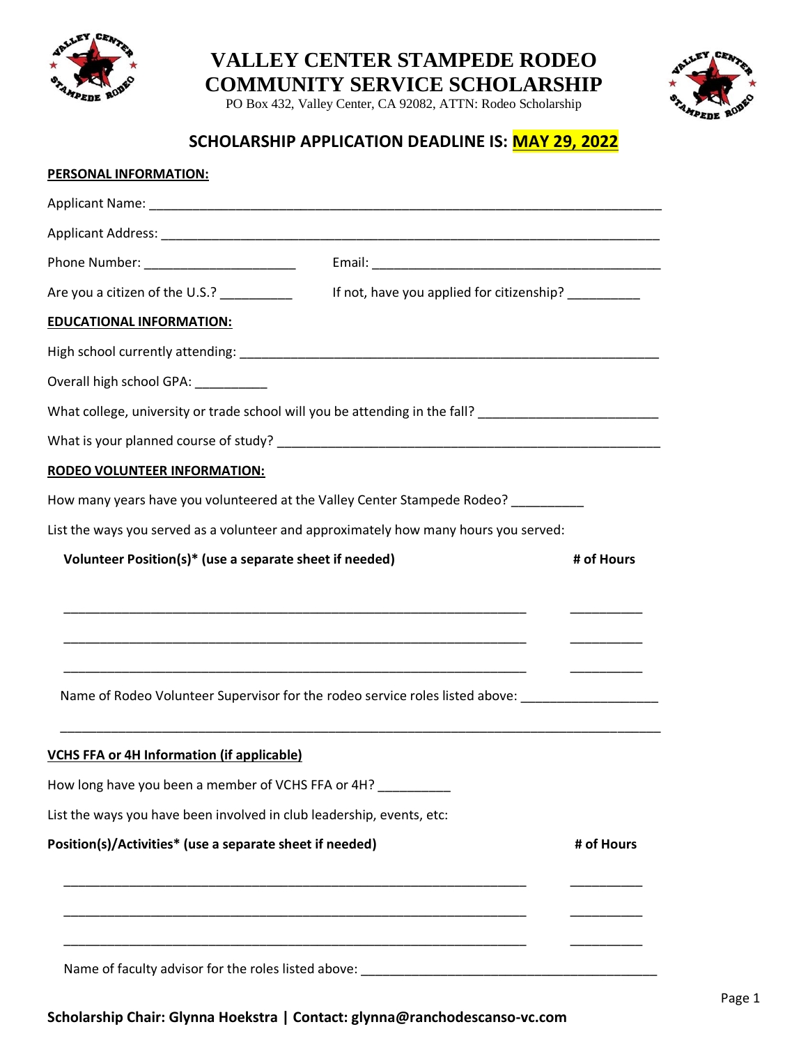# VALLEY CENTER STAMPEDE RODEO COMMUNITY SERVICE SCHOLARSHIP

PO Box 432, Valley Center, CA 92082, ATTN: Rodeo Scholarship

## SCHOLARSHIP APPLICATION DEADLINE IS: MAY 29, 2022

**PERSONAL INFORMATION:**

Applicant Name: ___________________________________________________________________________

Applicant Address: _________________________________________________________________________

Phone Number: _____________________ Email: ________________________________________

Are you a citizen of the U.S.? __________ If not, have you applied for citizenship? __________

**EDUCATIONAL INFORMATION:**

High school currently attending: ____________________________________________________________

Overall high school GPA: __________

What college, university or trade school will you be attending in the fall? ________________________

What is your planned course of study? ______________________________________________________

**RODEO VOLUNTEER INFORMATION:**

How many years have you volunteered at the Valley Center Stampede Rodeo? __________

List the ways you served as a volunteer and approximately how many hours you served:

| Volunteer Position(s)* (use a separate sheet if needed) | # of Hours |
|---|---|
| ________________________________________________________________ | __________ |
| ________________________________________________________________ | __________ |
| ________________________________________________________________ | __________ |

Name of Rodeo Volunteer Supervisor for the rodeo service roles listed above: ___________________

_________________________________________________________________________________________

**VCHS FFA or 4H Information (if applicable)**

How long have you been a member of VCHS FFA or 4H? __________

List the ways you have been involved in club leadership, events, etc:

| Position(s)/Activities* (use a separate sheet if needed) | # of Hours |
|---|---|
| ________________________________________________________________ | __________ |
| ________________________________________________________________ | __________ |
| ________________________________________________________________ | __________ |

Name of faculty advisor for the roles listed above: ________________________________________

**Scholarship Chair: Glynna Hoekstra | Contact: glynna@ranchodescanso-vc.com**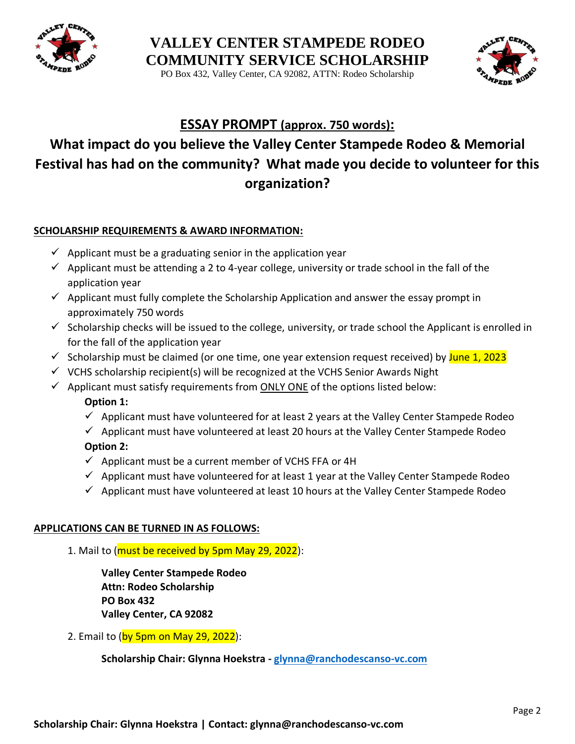# VALLEY CENTER STAMPEDE RODEO COMMUNITY SERVICE SCHOLARSHIP

PO Box 432, Valley Center, CA 92082, ATTN: Rodeo Scholarship

## ESSAY PROMPT (approx. 750 words):

## What impact do you believe the Valley Center Stampede Rodeo & Memorial Festival has had on the community? What made you decide to volunteer for this organization?

**SCHOLARSHIP REQUIREMENTS & AWARD INFORMATION:**

- ✓ Applicant must be a graduating senior in the application year
- ✓ Applicant must be attending a 2 to 4-year college, university or trade school in the fall of the application year
- ✓ Applicant must fully complete the Scholarship Application and answer the essay prompt in approximately 750 words
- ✓ Scholarship checks will be issued to the college, university, or trade school the Applicant is enrolled in for the fall of the application year
- ✓ Scholarship must be claimed (or one time, one year extension request received) by June 1, 2023
- ✓ VCHS scholarship recipient(s) will be recognized at the VCHS Senior Awards Night
- ✓ Applicant must satisfy requirements from ONLY ONE of the options listed below:

  **Option 1:**
  - ✓ Applicant must have volunteered for at least 2 years at the Valley Center Stampede Rodeo
  - ✓ Applicant must have volunteered at least 20 hours at the Valley Center Stampede Rodeo

  **Option 2:**
  - ✓ Applicant must be a current member of VCHS FFA or 4H
  - ✓ Applicant must have volunteered for at least 1 year at the Valley Center Stampede Rodeo
  - ✓ Applicant must have volunteered at least 10 hours at the Valley Center Stampede Rodeo

**APPLICATIONS CAN BE TURNED IN AS FOLLOWS:**

1. Mail to (must be received by 5pm May 29, 2022):

   **Valley Center Stampede Rodeo**
   **Attn: Rodeo Scholarship**
   **PO Box 432**
   **Valley Center, CA 92082**

2. Email to (by 5pm on May 29, 2022):

   **Scholarship Chair: Glynna Hoekstra - glynna@ranchodescanso-vc.com**

**Scholarship Chair: Glynna Hoekstra | Contact: glynna@ranchodescanso-vc.com**